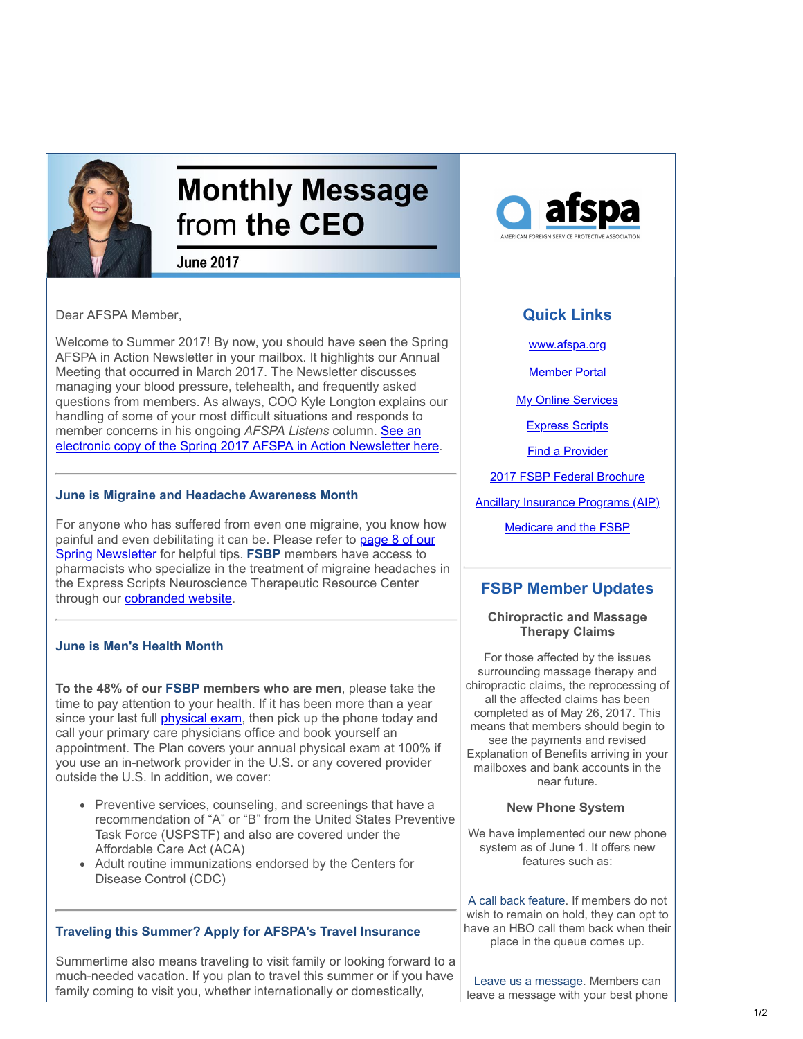# Monthly Message from the CEO

**June 2017**

**afspa** AMERICAN FOREIGN SERVICE PROTECTIVE ASSOCIATION

Dear AFSPA Member,

Welcome to Summer 2017! By now, you should have seen the Spring AFSPA in Action Newsletter in your mailbox. It highlights our Annual Meeting that occurred in March 2017. The Newsletter discusses managing your blood pressure, telehealth, and frequently asked questions from members. As always, COO Kyle Longton explains our handling of some of your most difficult situations and responds to member concerns in his ongoing *AFSPA Listens* column. See an electronic copy of the Spring 2017 AFSPA in Action Newsletter here.

---

### June is Migraine and Headache Awareness Month

For anyone who has suffered from even one migraine, you know how painful and even debilitating it can be. Please refer to page 8 of our Spring Newsletter for helpful tips. **FSBP** members have access to pharmacists who specialize in the treatment of migraine headaches in the Express Scripts Neuroscience Therapeutic Resource Center through our cobranded website.

---

### June is Men's Health Month

**To the 48% of our FSBP members who are men**, please take the time to pay attention to your health. If it has been more than a year since your last full physical exam, then pick up the phone today and call your primary care physicians office and book yourself an appointment. The Plan covers your annual physical exam at 100% if you use an in-network provider in the U.S. or any covered provider outside the U.S. In addition, we cover:

- Preventive services, counseling, and screenings that have a recommendation of "A" or "B" from the United States Preventive Task Force (USPSTF) and also are covered under the Affordable Care Act (ACA)
- Adult routine immunizations endorsed by the Centers for Disease Control (CDC)

---

### Traveling this Summer? Apply for AFSPA's Travel Insurance

Summertime also means traveling to visit family or looking forward to a much-needed vacation. If you plan to travel this summer or if you have family coming to visit you, whether internationally or domestically,

## Quick Links

- www.afspa.org
- Member Portal
- My Online Services
- Express Scripts
- Find a Provider
- 2017 FSBP Federal Brochure
- Ancillary Insurance Programs (AIP)
- Medicare and the FSBP

---

## FSBP Member Updates

**Chiropractic and Massage Therapy Claims**

For those affected by the issues surrounding massage therapy and chiropractic claims, the reprocessing of all the affected claims has been completed as of May 26, 2017. This means that members should begin to see the payments and revised Explanation of Benefits arriving in your mailboxes and bank accounts in the near future.

**New Phone System**

We have implemented our new phone system as of June 1. It offers new features such as:

A call back feature. If members do not wish to remain on hold, they can opt to have an HBO call them back when their place in the queue comes up.

Leave us a message. Members can leave a message with your best phone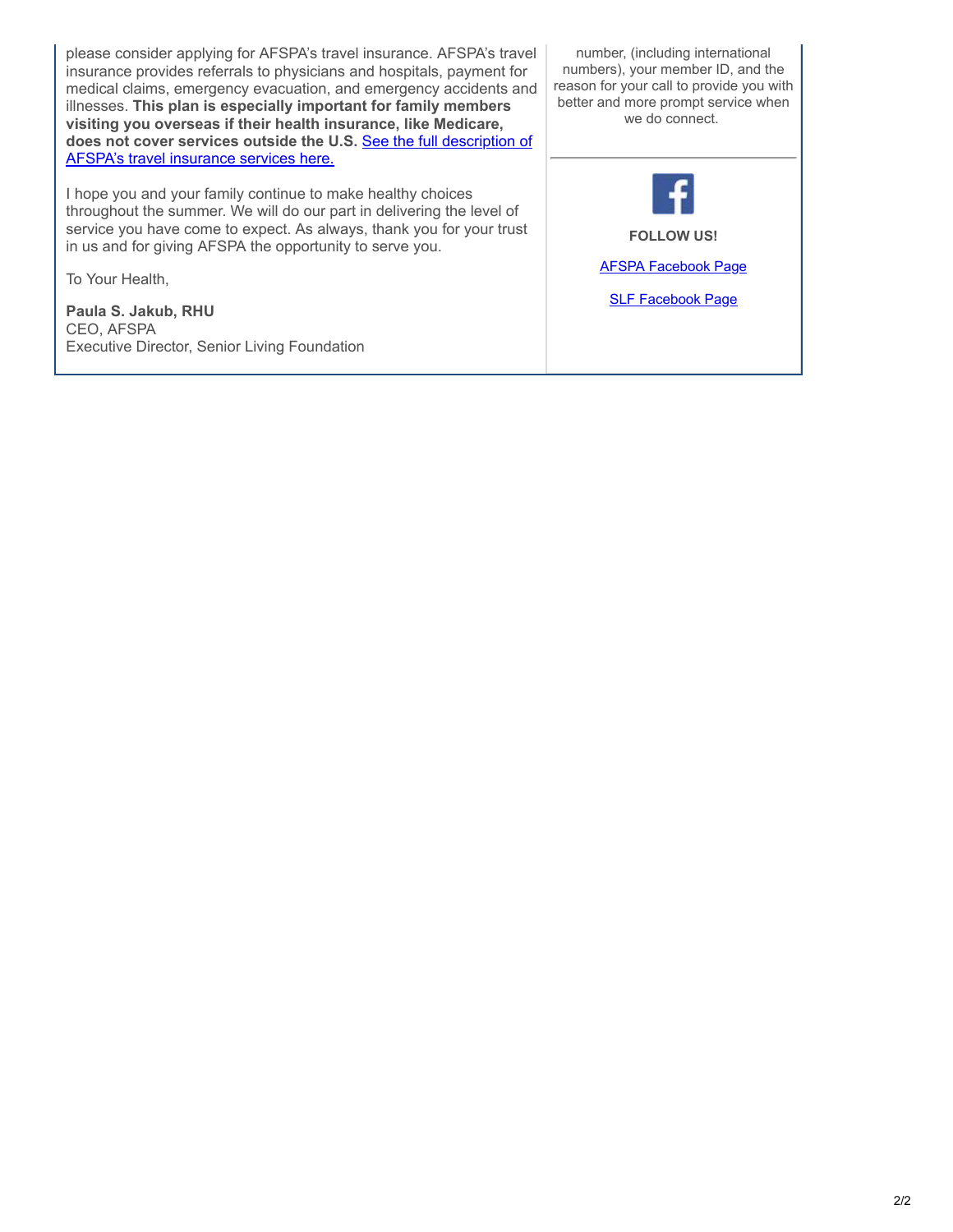please consider applying for AFSPA's travel insurance. AFSPA's travel insurance provides referrals to physicians and hospitals, payment for medical claims, emergency evacuation, and emergency accidents and illnesses. **This plan is especially important for family members visiting you overseas if their health insurance, like Medicare, does not cover services outside the U.S.** [See the full description of AFSPA's travel insurance services here.]

I hope you and your family continue to make healthy choices throughout the summer. We will do our part in delivering the level of service you have come to expect. As always, thank you for your trust in us and for giving AFSPA the opportunity to serve you.

To Your Health,

**Paula S. Jakub, RHU**
CEO, AFSPA
Executive Director, Senior Living Foundation

number, (including international numbers), your member ID, and the reason for your call to provide you with better and more prompt service when we do connect.

---

**FOLLOW US!**

[AFSPA Facebook Page]

[SLF Facebook Page]